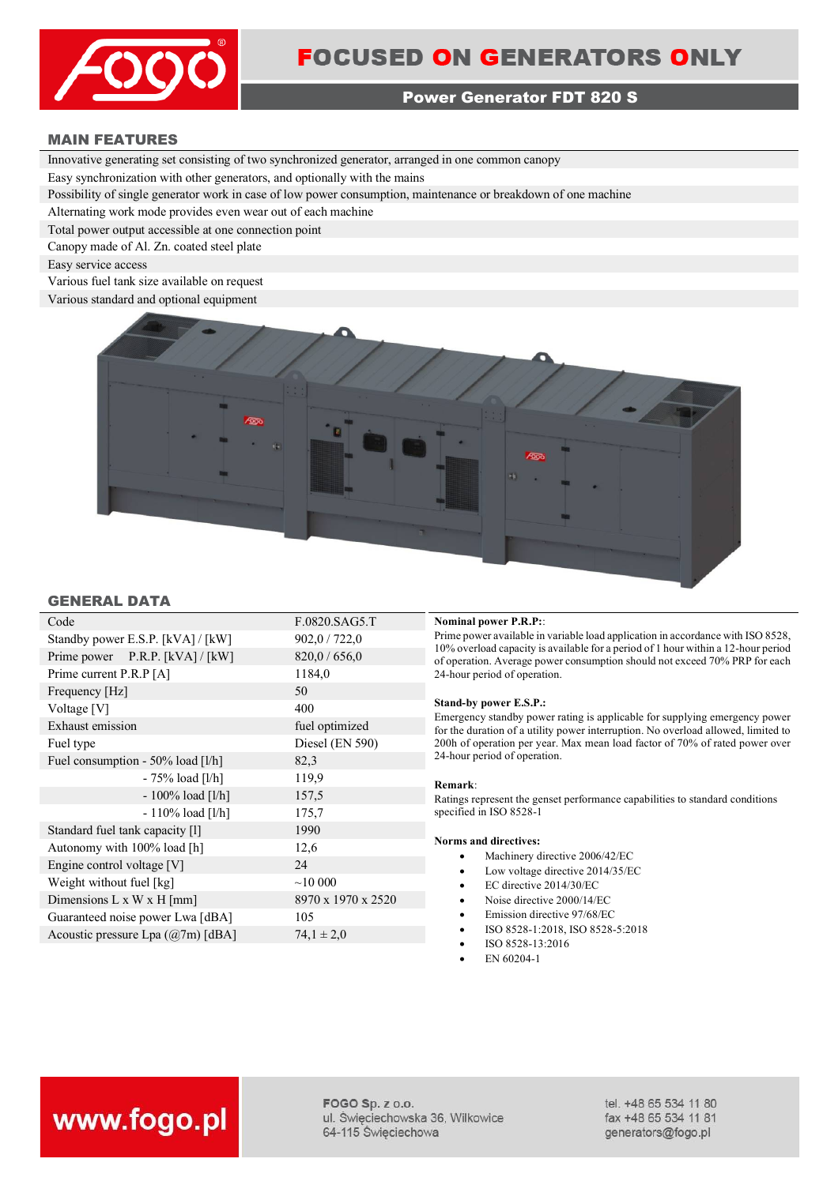# FOCUSED ON GENERATORS ONLY

## Power Generator FDT 820 S

### MAIN FEATURES

- Innovative generating set consisting of two synchronized generator, arranged in one common canopy
- Easy synchronization with other generators, and optionally with the mains
- Possibility of single generator work in case of low power consumption, maintenance or breakdown of one machine
- Alternating work mode provides even wear out of each machine
- Total power output accessible at one connection point
- Canopy made of Al. Zn. coated steel plate
- Easy service access
- Various fuel tank size available on request
- Various standard and optional equipment

### GENERAL DATA

| | |
|---|---|
| Code | F.0820.SAG5.T |
| Standby power E.S.P. [kVA] / [kW] | 902,0 / 722,0 |
| Prime power P.R.P. [kVA] / [kW] | 820,0 / 656,0 |
| Prime current P.R.P [A] | 1184,0 |
| Frequency [Hz] | 50 |
| Voltage [V] | 400 |
| Exhaust emission | fuel optimized |
| Fuel type | Diesel (EN 590) |
| Fuel consumption - 50% load [l/h] | 82,3 |
| - 75% load [l/h] | 119,9 |
| - 100% load [l/h] | 157,5 |
| - 110% load [l/h] | 175,7 |
| Standard fuel tank capacity [l] | 1990 |
| Autonomy with 100% load [h] | 12,6 |
| Engine control voltage [V] | 24 |
| Weight without fuel [kg] | ~10 000 |
| Dimensions L x W x H [mm] | 8970 x 1970 x 2520 |
| Guaranteed noise power Lwa [dBA] | 105 |
| Acoustic pressure Lpa (@7m) [dBA] | 74,1 ± 2,0 |

**Nominal power P.R.P.:**
Prime power available in variable load application in accordance with ISO 8528, 10% overload capacity is available for a period of 1 hour within a 12-hour period of operation. Average power consumption should not exceed 70% PRP for each 24-hour period of operation.

**Stand-by power E.S.P.:**
Emergency standby power rating is applicable for supplying emergency power for the duration of a utility power interruption. No overload allowed, limited to 200h of operation per year. Max mean load factor of 70% of rated power over 24-hour period of operation.

**Remark**:
Ratings represent the genset performance capabilities to standard conditions specified in ISO 8528-1

**Norms and directives:**

- Machinery directive 2006/42/EC
- Low voltage directive 2014/35/EC
- EC directive 2014/30/EC
- Noise directive 2000/14/EC
- Emission directive 97/68/EC
- ISO 8528-1:2018, ISO 8528-5:2018
- ISO 8528-13:2016
- EN 60204-1

www.fogo.pl

FOGO Sp. z o.o.
ul. Święciechowska 36, Wilkowice
64-115 Święciechowa

tel. +48 65 534 11 80
fax +48 65 534 11 81
generators@fogo.pl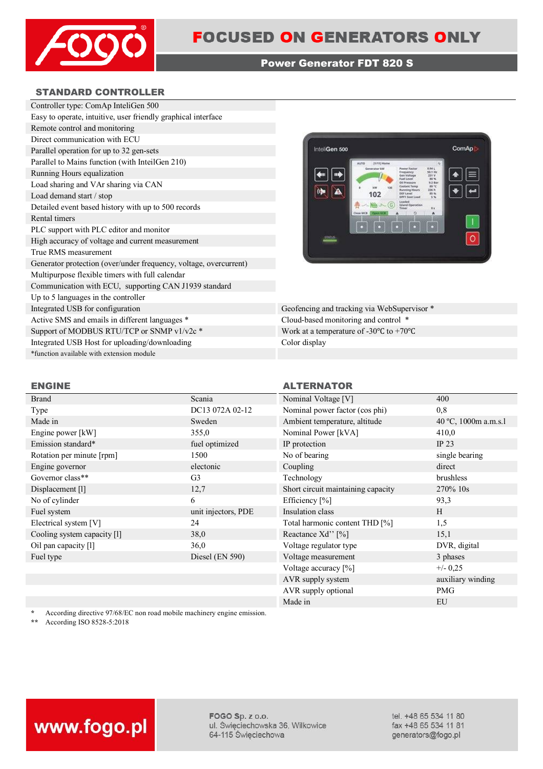# FOCUSED ON GENERATORS ONLY

**Power Generator FDT 820 S**

## STANDARD CONTROLLER

Controller type: ComAp InteliGen 500
Easy to operate, intuitive, user friendly graphical interface
Remote control and monitoring
Direct communication with ECU
Parallel operation for up to 32 gen-sets
Parallel to Mains function (with InteilGen 210)
Running Hours equalization
Load sharing and VAr sharing via CAN
Load demand start / stop
Detailed event based history with up to 500 records
Rental timers
PLC support with PLC editor and monitor
High accuracy of voltage and current measurement
True RMS measurement
Generator protection (over/under frequency, voltage, overcurrent)
Multipurpose flexible timers with full calendar
Communication with ECU, supporting CAN J1939 standard
Up to 5 languages in the controller
Integrated USB for configuration
Active SMS and emails in different languages *
Support of MODBUS RTU/TCP or SNMP v1/v2c *
Integrated USB Host for uploading/downloading
Geofencing and tracking via WebSupervisor *
Cloud-based monitoring and control *
Work at a temperature of -30℃ to +70℃
Color display

*function available with extension module

## ENGINE

| Brand | Scania |
|---|---|
| Type | DC13 072A 02-12 |
| Made in | Sweden |
| Engine power [kW] | 355,0 |
| Emission standard* | fuel optimized |
| Rotation per minute [rpm] | 1500 |
| Engine governor | electonic |
| Governor class** | G3 |
| Displacement [l] | 12,7 |
| No of cylinder | 6 |
| Fuel system | unit injectors, PDE |
| Electrical system [V] | 24 |
| Cooling system capacity [l] | 38,0 |
| Oil pan capacity [l] | 36,0 |
| Fuel type | Diesel (EN 590) |

## ALTERNATOR

| Nominal Voltage [V] | 400 |
|---|---|
| Nominal power factor (cos phi) | 0,8 |
| Ambient temperature, altitude | 40 ºC, 1000m a.m.s.l |
| Nominal Power [kVA] | 410,0 |
| IP protection | IP 23 |
| No of bearing | single bearing |
| Coupling | direct |
| Technology | brushless |
| Short circuit maintaining capacity | 270% 10s |
| Efficiency [%] | 93,3 |
| Insulation class | H |
| Total harmonic content THD [%] | 1,5 |
| Reactance Xd'' [%] | 15,1 |
| Voltage regulator type | DVR, digital |
| Voltage measurement | 3 phases |
| Voltage accuracy [%] | +/- 0,25 |
| AVR supply system | auxiliary winding |
| AVR supply optional | PMG |
| Made in | EU |

\* According directive 97/68/EC non road mobile machinery engine emission.
** According ISO 8528-5:2018

www.fogo.pl

FOGO Sp. z o.o.
ul. Święciechowska 36, Wilkowice
64-115 Święciechowa

tel. +48 65 534 11 80
fax +48 65 534 11 81
generators@fogo.pl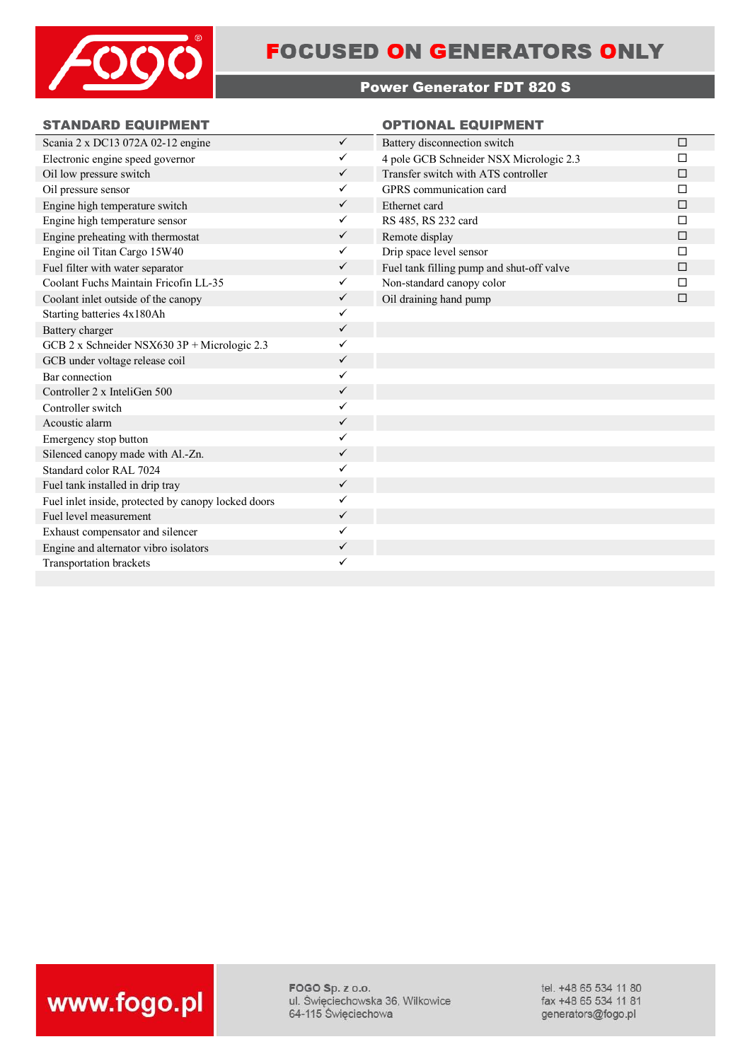# FOCUSED ON GENERATORS ONLY

## Power Generator FDT 820 S

### STANDARD EQUIPMENT

| | |
|---|---|
| Scania 2 x DC13 072A 02-12 engine | ✓ |
| Electronic engine speed governor | ✓ |
| Oil low pressure switch | ✓ |
| Oil pressure sensor | ✓ |
| Engine high temperature switch | ✓ |
| Engine high temperature sensor | ✓ |
| Engine preheating with thermostat | ✓ |
| Engine oil Titan Cargo 15W40 | ✓ |
| Fuel filter with water separator | ✓ |
| Coolant Fuchs Maintain Fricofin LL-35 | ✓ |
| Coolant inlet outside of the canopy | ✓ |
| Starting batteries 4x180Ah | ✓ |
| Battery charger | ✓ |
| GCB 2 x Schneider NSX630 3P + Micrologic 2.3 | ✓ |
| GCB under voltage release coil | ✓ |
| Bar connection | ✓ |
| Controller 2 x InteliGen 500 | ✓ |
| Controller switch | ✓ |
| Acoustic alarm | ✓ |
| Emergency stop button | ✓ |
| Silenced canopy made with Al.-Zn. | ✓ |
| Standard color RAL 7024 | ✓ |
| Fuel tank installed in drip tray | ✓ |
| Fuel inlet inside, protected by canopy locked doors | ✓ |
| Fuel level measurement | ✓ |
| Exhaust compensator and silencer | ✓ |
| Engine and alternator vibro isolators | ✓ |
| Transportation brackets | ✓ |

### OPTIONAL EQUIPMENT

| | |
|---|---|
| Battery disconnection switch | ☐ |
| 4 pole GCB Schneider NSX Micrologic 2.3 | ☐ |
| Transfer switch with ATS controller | ☐ |
| GPRS communication card | ☐ |
| Ethernet card | ☐ |
| RS 485, RS 232 card | ☐ |
| Remote display | ☐ |
| Drip space level sensor | ☐ |
| Fuel tank filling pump and shut-off valve | ☐ |
| Non-standard canopy color | ☐ |
| Oil draining hand pump | ☐ |

www.fogo.pl

**FOGO Sp. z o.o.**
ul. Święciechowska 36, Wilkowice
64-115 Święciechowa

tel. +48 65 534 11 80
fax +48 65 534 11 81
generators@fogo.pl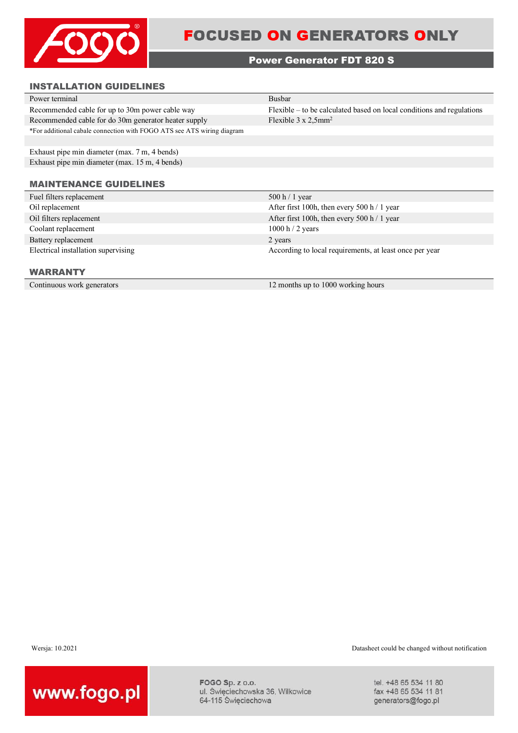# FOCUSED ON GENERATORS ONLY

## Power Generator FDT 820 S

### INSTALLATION GUIDELINES

| | |
|---|---|
| Power terminal | Busbar |
| Recommended cable for up to 30m power cable way | Flexible – to be calculated based on local conditions and regulations |
| Recommended cable for do 30m generator heater supply | Flexible 3 x 2,5mm$^2$ |
| *For additional cabale connection with FOGO ATS see ATS wiring diagram | |
| | |
| Exhaust pipe min diameter (max. 7 m, 4 bends) | |
| Exhaust pipe min diameter (max. 15 m, 4 bends) | |

### MAINTENANCE GUIDELINES

| | |
|---|---|
| Fuel filters replacement | 500 h / 1 year |
| Oil replacement | After first 100h, then every 500 h / 1 year |
| Oil filters replacement | After first 100h, then every 500 h / 1 year |
| Coolant replacement | 1000 h / 2 years |
| Battery replacement | 2 years |
| Electrical installation supervising | According to local requirements, at least once per year |

### WARRANTY

| | |
|---|---|
| Continuous work generators | 12 months up to 1000 working hours |

Wersja: 10.2021

Datasheet could be changed without notification

www.fogo.pl

FOGO Sp. z o.o.
ul. Święciechowska 36, Wilkowice
64-115 Święciechowa

tel. +48 65 534 11 80
fax +48 65 534 11 81
generators@fogo.pl